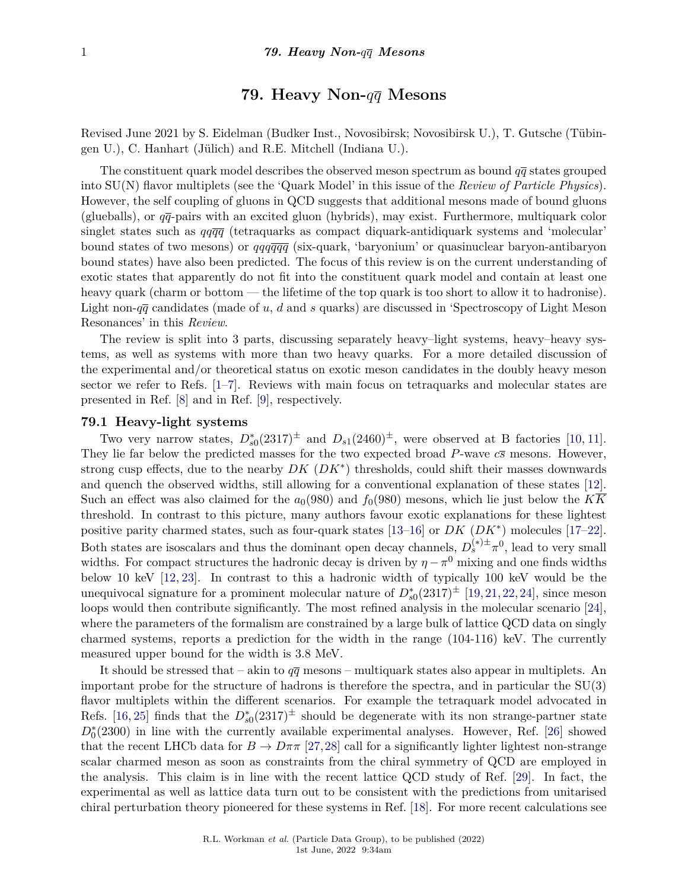# 79. Heavy Non-$q\overline{q}$ Mesons

Revised June 2021 by S. Eidelman (Budker Inst., Novosibirsk; Novosibirsk U.), T. Gutsche (Tübingen U.), C. Hanhart (Jülich) and R.E. Mitchell (Indiana U.).

The constituent quark model describes the observed meson spectrum as bound $q\overline{q}$ states grouped into SU(N) flavor multiplets (see the 'Quark Model' in this issue of the *Review of Particle Physics*). However, the self coupling of gluons in QCD suggests that additional mesons made of bound gluons (glueballs), or $q\overline{q}$-pairs with an excited gluon (hybrids), may exist. Furthermore, multiquark color singlet states such as $qq\overline{q}\overline{q}$ (tetraquarks as compact diquark-antidiquark systems and 'molecular' bound states of two mesons) or $qqq\overline{q}\overline{q}\overline{q}$ (six-quark, 'baryonium' or quasinuclear baryon-antibaryon bound states) have also been predicted. The focus of this review is on the current understanding of exotic states that apparently do not fit into the constituent quark model and contain at least one heavy quark (charm or bottom — the lifetime of the top quark is too short to allow it to hadronise). Light non-$q\overline{q}$ candidates (made of $u$, $d$ and $s$ quarks) are discussed in 'Spectroscopy of Light Meson Resonances' in this *Review*.

The review is split into 3 parts, discussing separately heavy–light systems, heavy–heavy systems, as well as systems with more than two heavy quarks. For a more detailed discussion of the experimental and/or theoretical status on exotic meson candidates in the doubly heavy meson sector we refer to Refs. [1–7]. Reviews with main focus on tetraquarks and molecular states are presented in Ref. [8] and in Ref. [9], respectively.

## 79.1 Heavy-light systems

Two very narrow states, $D^*_{s0}(2317)^\pm$ and $D_{s1}(2460)^\pm$, were observed at B factories [10, 11]. They lie far below the predicted masses for the two expected broad $P$-wave $c\overline{s}$ mesons. However, strong cusp effects, due to the nearby $DK$ ($DK^*$) thresholds, could shift their masses downwards and quench the observed widths, still allowing for a conventional explanation of these states [12]. Such an effect was also claimed for the $a_0(980)$ and $f_0(980)$ mesons, which lie just below the $K\overline{K}$ threshold. In contrast to this picture, many authors favour exotic explanations for these lightest positive parity charmed states, such as four-quark states [13–16] or $DK$ ($DK^*$) molecules [17–22]. Both states are isoscalars and thus the dominant open decay channels, $D_s^{(*)\pm}\pi^0$, lead to very small widths. For compact structures the hadronic decay is driven by $\eta - \pi^0$ mixing and one finds widths below 10 keV [12, 23]. In contrast to this a hadronic width of typically 100 keV would be the unequivocal signature for a prominent molecular nature of $D^*_{s0}(2317)^\pm$ [19, 21, 22, 24], since meson loops would then contribute significantly. The most refined analysis in the molecular scenario [24], where the parameters of the formalism are constrained by a large bulk of lattice QCD data on singly charmed systems, reports a prediction for the width in the range (104-116) keV. The currently measured upper bound for the width is 3.8 MeV.

It should be stressed that – akin to $q\overline{q}$ mesons – multiquark states also appear in multiplets. An important probe for the structure of hadrons is therefore the spectra, and in particular the SU(3) flavor multiplets within the different scenarios. For example the tetraquark model advocated in Refs. [16, 25] finds that the $D^*_{s0}(2317)^\pm$ should be degenerate with its non strange-partner state $D^*_0(2300)$ in line with the currently available experimental analyses. However, Ref. [26] showed that the recent LHCb data for $B \to D\pi\pi$ [27, 28] call for a significantly lighter lightest non-strange scalar charmed meson as soon as constraints from the chiral symmetry of QCD are employed in the analysis. This claim is in line with the recent lattice QCD study of Ref. [29]. In fact, the experimental as well as lattice data turn out to be consistent with the predictions from unitarised chiral perturbation theory pioneered for these systems in Ref. [18]. For more recent calculations see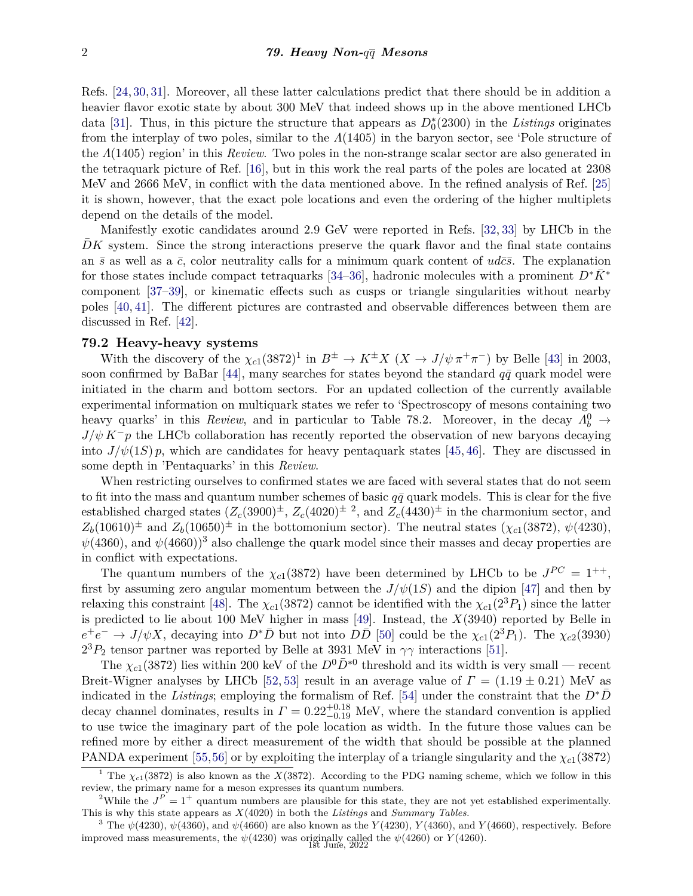Refs. [24,30,31]. Moreover, all these latter calculations predict that there should be in addition a heavier flavor exotic state by about 300 MeV that indeed shows up in the above mentioned LHCb data [31]. Thus, in this picture the structure that appears as $D_0^*(2300)$ in the *Listings* originates from the interplay of two poles, similar to the $\Lambda(1405)$ in the baryon sector, see 'Pole structure of the $\Lambda(1405)$ region' in this *Review*. Two poles in the non-strange scalar sector are also generated in the tetraquark picture of Ref. [16], but in this work the real parts of the poles are located at 2308 MeV and 2666 MeV, in conflict with the data mentioned above. In the refined analysis of Ref. [25] it is shown, however, that the exact pole locations and even the ordering of the higher multiplets depend on the details of the model.

Manifestly exotic candidates around 2.9 GeV were reported in Refs. [32,33] by LHCb in the $\bar{D}K$ system. Since the strong interactions preserve the quark flavor and the final state contains an $\bar{s}$ as well as a $\bar{c}$, color neutrality calls for a minimum quark content of $ud\bar{c}\bar{s}$. The explanation for those states include compact tetraquarks [34–36], hadronic molecules with a prominent $D^*\bar{K}^*$ component [37–39], or kinematic effects such as cusps or triangle singularities without nearby poles [40,41]. The different pictures are contrasted and observable differences between them are discussed in Ref. [42].

### 79.2 Heavy-heavy systems

With the discovery of the $\chi_{c1}(3872)$[1] in $B^\pm \to K^\pm X$ ($X \to J/\psi\,\pi^+\pi^-$) by Belle [43] in 2003, soon confirmed by BaBar [44], many searches for states beyond the standard $q\bar{q}$ quark model were initiated in the charm and bottom sectors. For an updated collection of the currently available experimental information on multiquark states we refer to 'Spectroscopy of mesons containing two heavy quarks' in this *Review*, and in particular to Table 78.2. Moreover, in the decay $\Lambda_b^0 \to J/\psi\,K^- p$ the LHCb collaboration has recently reported the observation of new baryons decaying into $J/\psi(1S)\,p$, which are candidates for heavy pentaquark states [45,46]. They are discussed in some depth in 'Pentaquarks' in this *Review*.

When restricting ourselves to confirmed states we are faced with several states that do not seem to fit into the mass and quantum number schemes of basic $q\bar{q}$ quark models. This is clear for the five established charged states ($Z_c(3900)^\pm$, $Z_c(4020)^\pm$ [2], and $Z_c(4430)^\pm$ in the charmonium sector, and $Z_b(10610)^\pm$ and $Z_b(10650)^\pm$ in the bottomonium sector). The neutral states ($\chi_{c1}(3872)$, $\psi(4230)$, $\psi(4360)$, and $\psi(4660)$)[3] also challenge the quark model since their masses and decay properties are in conflict with expectations.

The quantum numbers of the $\chi_{c1}(3872)$ have been determined by LHCb to be $J^{PC} = 1^{++}$, first by assuming zero angular momentum between the $J/\psi(1S)$ and the dipion [47] and then by relaxing this constraint [48]. The $\chi_{c1}(3872)$ cannot be identified with the $\chi_{c1}(2^3P_1)$ since the latter is predicted to lie about 100 MeV higher in mass [49]. Instead, the $X(3940)$ reported by Belle in $e^+e^- \to J/\psi X$, decaying into $D^*\bar{D}$ but not into $D\bar{D}$ [50] could be the $\chi_{c1}(2^3P_1)$. The $\chi_{c2}(3930)$ $2^3P_2$ tensor partner was reported by Belle at 3931 MeV in $\gamma\gamma$ interactions [51].

The $\chi_{c1}(3872)$ lies within 200 keV of the $D^0\bar{D}^{*0}$ threshold and its width is very small — recent Breit-Wigner analyses by LHCb [52,53] result in an average value of $\Gamma = (1.19 \pm 0.21)$ MeV as indicated in the *Listings*; employing the formalism of Ref. [54] under the constraint that the $D^*\bar{D}$ decay channel dominates, results in $\Gamma = 0.22^{+0.18}_{-0.19}$ MeV, where the standard convention is applied to use twice the imaginary part of the pole location as width. In the future those values can be refined more by either a direct measurement of the width that should be possible at the planned PANDA experiment [55,56] or by exploiting the interplay of a triangle singularity and the $\chi_{c1}(3872)$

---

[1] The $\chi_{c1}(3872)$ is also known as the $X(3872)$. According to the PDG naming scheme, which we follow in this review, the primary name for a meson expresses its quantum numbers.

[2] While the $J^P = 1^+$ quantum numbers are plausible for this state, they are not yet established experimentally. This is why this state appears as $X(4020)$ in both the *Listings* and *Summary Tables*.

[3] The $\psi(4230)$, $\psi(4360)$, and $\psi(4660)$ are also known as the $Y(4230)$, $Y(4360)$, and $Y(4660)$, respectively. Before improved mass measurements, the $\psi(4230)$ was originally called the $\psi(4260)$ or $Y(4260)$.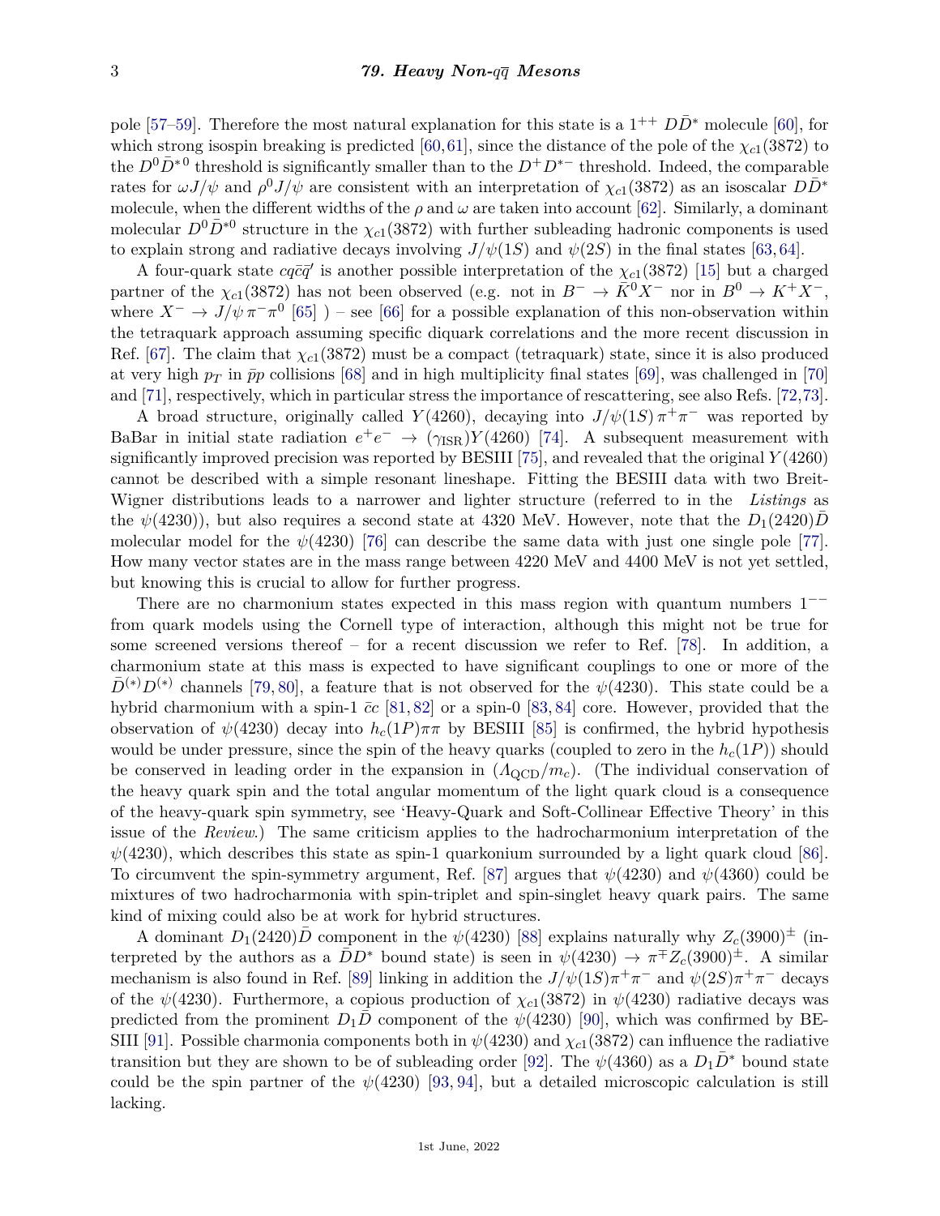pole [57–59]. Therefore the most natural explanation for this state is a $1^{++}$ $D\bar{D}^*$ molecule [60], for which strong isospin breaking is predicted [60,61], since the distance of the pole of the $\chi_{c1}(3872)$ to the $D^0\bar{D}^{*0}$ threshold is significantly smaller than to the $D^+D^{*-}$ threshold. Indeed, the comparable rates for $\omega J/\psi$ and $\rho^0 J/\psi$ are consistent with an interpretation of $\chi_{c1}(3872)$ as an isoscalar $D\bar{D}^*$ molecule, when the different widths of the $\rho$ and $\omega$ are taken into account [62]. Similarly, a dominant molecular $D^0\bar{D}^{*0}$ structure in the $\chi_{c1}(3872)$ with further subleading hadronic components is used to explain strong and radiative decays involving $J/\psi(1S)$ and $\psi(2S)$ in the final states [63,64].

A four-quark state $cq\bar{c}\bar{q}'$ is another possible interpretation of the $\chi_{c1}(3872)$ [15] but a charged partner of the $\chi_{c1}(3872)$ has not been observed (e.g. not in $B^- \to \bar{K}^0 X^-$ nor in $B^0 \to K^+ X^-$, where $X^- \to J/\psi\,\pi^-\pi^0$ [65] ) – see [66] for a possible explanation of this non-observation within the tetraquark approach assuming specific diquark correlations and the more recent discussion in Ref. [67]. The claim that $\chi_{c1}(3872)$ must be a compact (tetraquark) state, since it is also produced at very high $p_T$ in $\bar{p}p$ collisions [68] and in high multiplicity final states [69], was challenged in [70] and [71], respectively, which in particular stress the importance of rescattering, see also Refs. [72,73].

A broad structure, originally called $Y(4260)$, decaying into $J/\psi(1S)\,\pi^+\pi^-$ was reported by BaBar in initial state radiation $e^+e^- \to (\gamma_{\rm ISR})Y(4260)$ [74]. A subsequent measurement with significantly improved precision was reported by BESIII [75], and revealed that the original $Y(4260)$ cannot be described with a simple resonant lineshape. Fitting the BESIII data with two Breit-Wigner distributions leads to a narrower and lighter structure (referred to in the *Listings* as the $\psi(4230)$), but also requires a second state at 4320 MeV. However, note that the $D_1(2420)\bar{D}$ molecular model for the $\psi(4230)$ [76] can describe the same data with just one single pole [77]. How many vector states are in the mass range between 4220 MeV and 4400 MeV is not yet settled, but knowing this is crucial to allow for further progress.

There are no charmonium states expected in this mass region with quantum numbers $1^{--}$ from quark models using the Cornell type of interaction, although this might not be true for some screened versions thereof – for a recent discussion we refer to Ref. [78]. In addition, a charmonium state at this mass is expected to have significant couplings to one or more of the $\bar{D}^{(*)}D^{(*)}$ channels [79,80], a feature that is not observed for the $\psi(4230)$. This state could be a hybrid charmonium with a spin-1 $\bar{c}c$ [81,82] or a spin-0 [83,84] core. However, provided that the observation of $\psi(4230)$ decay into $h_c(1P)\pi\pi$ by BESIII [85] is confirmed, the hybrid hypothesis would be under pressure, since the spin of the heavy quarks (coupled to zero in the $h_c(1P)$) should be conserved in leading order in the expansion in $(\Lambda_{\rm QCD}/m_c)$. (The individual conservation of the heavy quark spin and the total angular momentum of the light quark cloud is a consequence of the heavy-quark spin symmetry, see 'Heavy-Quark and Soft-Collinear Effective Theory' in this issue of the *Review*.) The same criticism applies to the hadrocharmonium interpretation of the $\psi(4230)$, which describes this state as spin-1 quarkonium surrounded by a light quark cloud [86]. To circumvent the spin-symmetry argument, Ref. [87] argues that $\psi(4230)$ and $\psi(4360)$ could be mixtures of two hadrocharmonia with spin-triplet and spin-singlet heavy quark pairs. The same kind of mixing could also be at work for hybrid structures.

A dominant $D_1(2420)\bar{D}$ component in the $\psi(4230)$ [88] explains naturally why $Z_c(3900)^\pm$ (interpreted by the authors as a $\bar{D}D^*$ bound state) is seen in $\psi(4230) \to \pi^\mp Z_c(3900)^\pm$. A similar mechanism is also found in Ref. [89] linking in addition the $J/\psi(1S)\pi^+\pi^-$ and $\psi(2S)\pi^+\pi^-$ decays of the $\psi(4230)$. Furthermore, a copious production of $\chi_{c1}(3872)$ in $\psi(4230)$ radiative decays was predicted from the prominent $D_1\bar{D}$ component of the $\psi(4230)$ [90], which was confirmed by BESIII [91]. Possible charmonia components both in $\psi(4230)$ and $\chi_{c1}(3872)$ can influence the radiative transition but they are shown to be of subleading order [92]. The $\psi(4360)$ as a $D_1\bar{D}^*$ bound state could be the spin partner of the $\psi(4230)$ [93,94], but a detailed microscopic calculation is still lacking.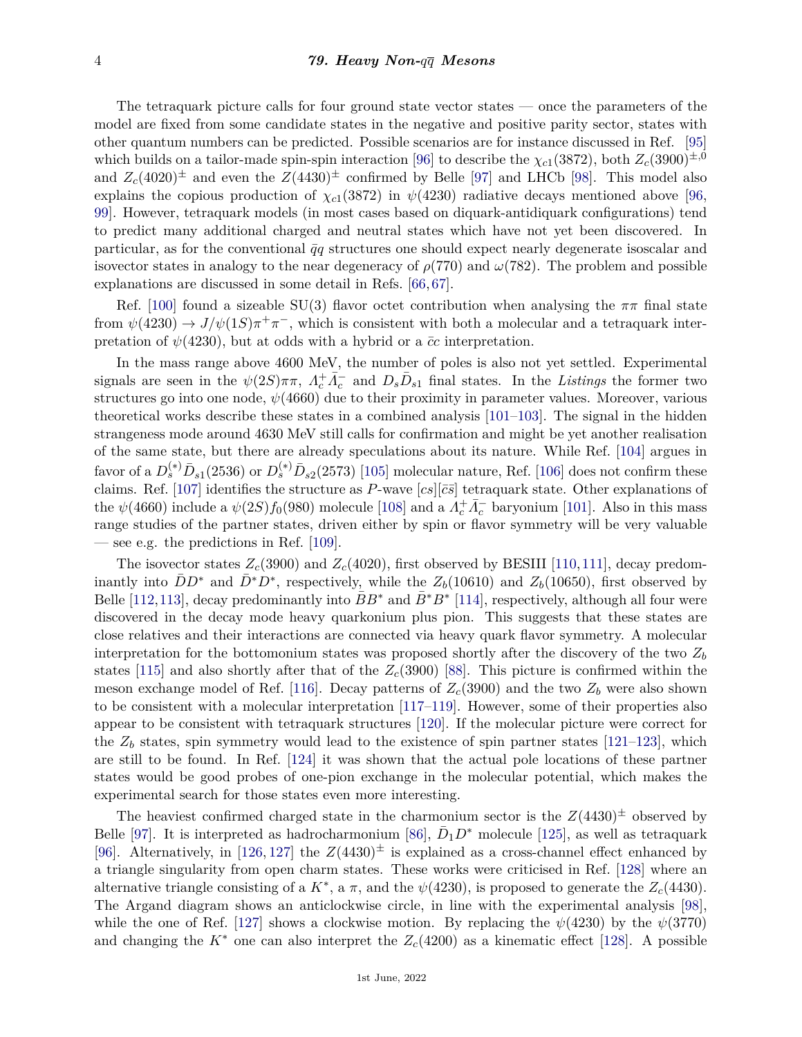The tetraquark picture calls for four ground state vector states — once the parameters of the model are fixed from some candidate states in the negative and positive parity sector, states with other quantum numbers can be predicted. Possible scenarios are for instance discussed in Ref. [95] which builds on a tailor-made spin-spin interaction [96] to describe the $\chi_{c1}(3872)$, both $Z_c(3900)^{\pm,0}$ and $Z_c(4020)^{\pm}$ and even the $Z(4430)^{\pm}$ confirmed by Belle [97] and LHCb [98]. This model also explains the copious production of $\chi_{c1}(3872)$ in $\psi(4230)$ radiative decays mentioned above [96, 99]. However, tetraquark models (in most cases based on diquark-antidiquark configurations) tend to predict many additional charged and neutral states which have not yet been discovered. In particular, as for the conventional $\bar{q}q$ structures one should expect nearly degenerate isoscalar and isovector states in analogy to the near degeneracy of $\rho(770)$ and $\omega(782)$. The problem and possible explanations are discussed in some detail in Refs. [66, 67].

Ref. [100] found a sizeable SU(3) flavor octet contribution when analysing the $\pi\pi$ final state from $\psi(4230) \to J/\psi(1S)\pi^+\pi^-$, which is consistent with both a molecular and a tetraquark interpretation of $\psi(4230)$, but at odds with a hybrid or a $\bar{c}c$ interpretation.

In the mass range above 4600 MeV, the number of poles is also not yet settled. Experimental signals are seen in the $\psi(2S)\pi\pi$, $\Lambda_c^+\bar{\Lambda}_c^-$ and $D_s\bar{D}_{s1}$ final states. In the *Listings* the former two structures go into one node, $\psi(4660)$ due to their proximity in parameter values. Moreover, various theoretical works describe these states in a combined analysis [101–103]. The signal in the hidden strangeness mode around 4630 MeV still calls for confirmation and might be yet another realisation of the same state, but there are already speculations about its nature. While Ref. [104] argues in favor of a $D_s^{(*)}\bar{D}_{s1}(2536)$ or $D_s^{(*)}\bar{D}_{s2}(2573)$ [105] molecular nature, Ref. [106] does not confirm these claims. Ref. [107] identifies the structure as $P$-wave $[cs][\bar{c}\bar{s}]$ tetraquark state. Other explanations of the $\psi(4660)$ include a $\psi(2S)f_0(980)$ molecule [108] and a $\Lambda_c^+\bar{\Lambda}_c^-$ baryonium [101]. Also in this mass range studies of the partner states, driven either by spin or flavor symmetry will be very valuable — see e.g. the predictions in Ref. [109].

The isovector states $Z_c(3900)$ and $Z_c(4020)$, first observed by BESIII [110, 111], decay predominantly into $\bar{D}D^*$ and $\bar{D}^*D^*$, respectively, while the $Z_b(10610)$ and $Z_b(10650)$, first observed by Belle [112, 113], decay predominantly into $\bar{B}B^*$ and $\bar{B}^*B^*$ [114], respectively, although all four were discovered in the decay mode heavy quarkonium plus pion. This suggests that these states are close relatives and their interactions are connected via heavy quark flavor symmetry. A molecular interpretation for the bottomonium states was proposed shortly after the discovery of the two $Z_b$ states [115] and also shortly after that of the $Z_c(3900)$ [88]. This picture is confirmed within the meson exchange model of Ref. [116]. Decay patterns of $Z_c(3900)$ and the two $Z_b$ were also shown to be consistent with a molecular interpretation [117–119]. However, some of their properties also appear to be consistent with tetraquark structures [120]. If the molecular picture were correct for the $Z_b$ states, spin symmetry would lead to the existence of spin partner states [121–123], which are still to be found. In Ref. [124] it was shown that the actual pole locations of these partner states would be good probes of one-pion exchange in the molecular potential, which makes the experimental search for those states even more interesting.

The heaviest confirmed charged state in the charmonium sector is the $Z(4430)^{\pm}$ observed by Belle [97]. It is interpreted as hadrocharmonium [86], $\bar{D}_1D^*$ molecule [125], as well as tetraquark [96]. Alternatively, in [126, 127] the $Z(4430)^{\pm}$ is explained as a cross-channel effect enhanced by a triangle singularity from open charm states. These works were criticised in Ref. [128] where an alternative triangle consisting of a $K^*$, a $\pi$, and the $\psi(4230)$, is proposed to generate the $Z_c(4430)$. The Argand diagram shows an anticlockwise circle, in line with the experimental analysis [98], while the one of Ref. [127] shows a clockwise motion. By replacing the $\psi(4230)$ by the $\psi(3770)$ and changing the $K^*$ one can also interpret the $Z_c(4200)$ as a kinematic effect [128]. A possible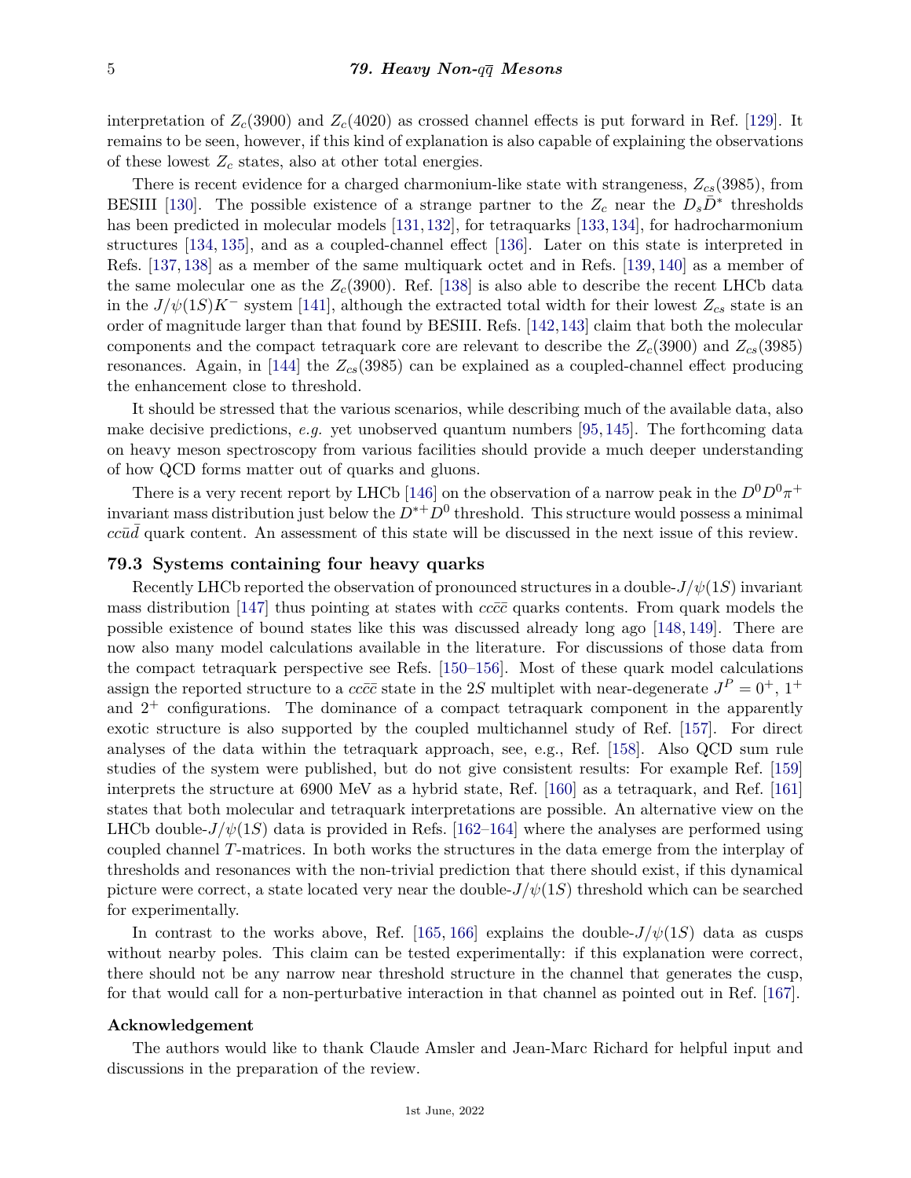interpretation of $Z_c(3900)$ and $Z_c(4020)$ as crossed channel effects is put forward in Ref. [129]. It remains to be seen, however, if this kind of explanation is also capable of explaining the observations of these lowest $Z_c$ states, also at other total energies.

There is recent evidence for a charged charmonium-like state with strangeness, $Z_{cs}(3985)$, from BESIII [130]. The possible existence of a strange partner to the $Z_c$ near the $D_s\bar{D}^*$ thresholds has been predicted in molecular models [131,132], for tetraquarks [133,134], for hadrocharmonium structures [134,135], and as a coupled-channel effect [136]. Later on this state is interpreted in Refs. [137,138] as a member of the same multiquark octet and in Refs. [139,140] as a member of the same molecular one as the $Z_c(3900)$. Ref. [138] is also able to describe the recent LHCb data in the $J/\psi(1S)K^-$ system [141], although the extracted total width for their lowest $Z_{cs}$ state is an order of magnitude larger than that found by BESIII. Refs. [142,143] claim that both the molecular components and the compact tetraquark core are relevant to describe the $Z_c(3900)$ and $Z_{cs}(3985)$ resonances. Again, in [144] the $Z_{cs}(3985)$ can be explained as a coupled-channel effect producing the enhancement close to threshold.

It should be stressed that the various scenarios, while describing much of the available data, also make decisive predictions, *e.g.* yet unobserved quantum numbers [95,145]. The forthcoming data on heavy meson spectroscopy from various facilities should provide a much deeper understanding of how QCD forms matter out of quarks and gluons.

There is a very recent report by LHCb [146] on the observation of a narrow peak in the $D^0D^0\pi^+$ invariant mass distribution just below the $D^{*+}D^0$ threshold. This structure would possess a minimal $cc\bar{u}\bar{d}$ quark content. An assessment of this state will be discussed in the next issue of this review.

## 79.3 Systems containing four heavy quarks

Recently LHCb reported the observation of pronounced structures in a double-$J/\psi(1S)$ invariant mass distribution [147] thus pointing at states with $cc\bar{c}\bar{c}$ quarks contents. From quark models the possible existence of bound states like this was discussed already long ago [148,149]. There are now also many model calculations available in the literature. For discussions of those data from the compact tetraquark perspective see Refs. [150–156]. Most of these quark model calculations assign the reported structure to a $cc\bar{c}\bar{c}$ state in the 2$S$ multiplet with near-degenerate $J^P = 0^+$, $1^+$ and $2^+$ configurations. The dominance of a compact tetraquark component in the apparently exotic structure is also supported by the coupled multichannel study of Ref. [157]. For direct analyses of the data within the tetraquark approach, see, e.g., Ref. [158]. Also QCD sum rule studies of the system were published, but do not give consistent results: For example Ref. [159] interprets the structure at 6900 MeV as a hybrid state, Ref. [160] as a tetraquark, and Ref. [161] states that both molecular and tetraquark interpretations are possible. An alternative view on the LHCb double-$J/\psi(1S)$ data is provided in Refs. [162–164] where the analyses are performed using coupled channel $T$-matrices. In both works the structures in the data emerge from the interplay of thresholds and resonances with the non-trivial prediction that there should exist, if this dynamical picture were correct, a state located very near the double-$J/\psi(1S)$ threshold which can be searched for experimentally.

In contrast to the works above, Ref. [165,166] explains the double-$J/\psi(1S)$ data as cusps without nearby poles. This claim can be tested experimentally: if this explanation were correct, there should not be any narrow near threshold structure in the channel that generates the cusp, for that would call for a non-perturbative interaction in that channel as pointed out in Ref. [167].

### Acknowledgement

The authors would like to thank Claude Amsler and Jean-Marc Richard for helpful input and discussions in the preparation of the review.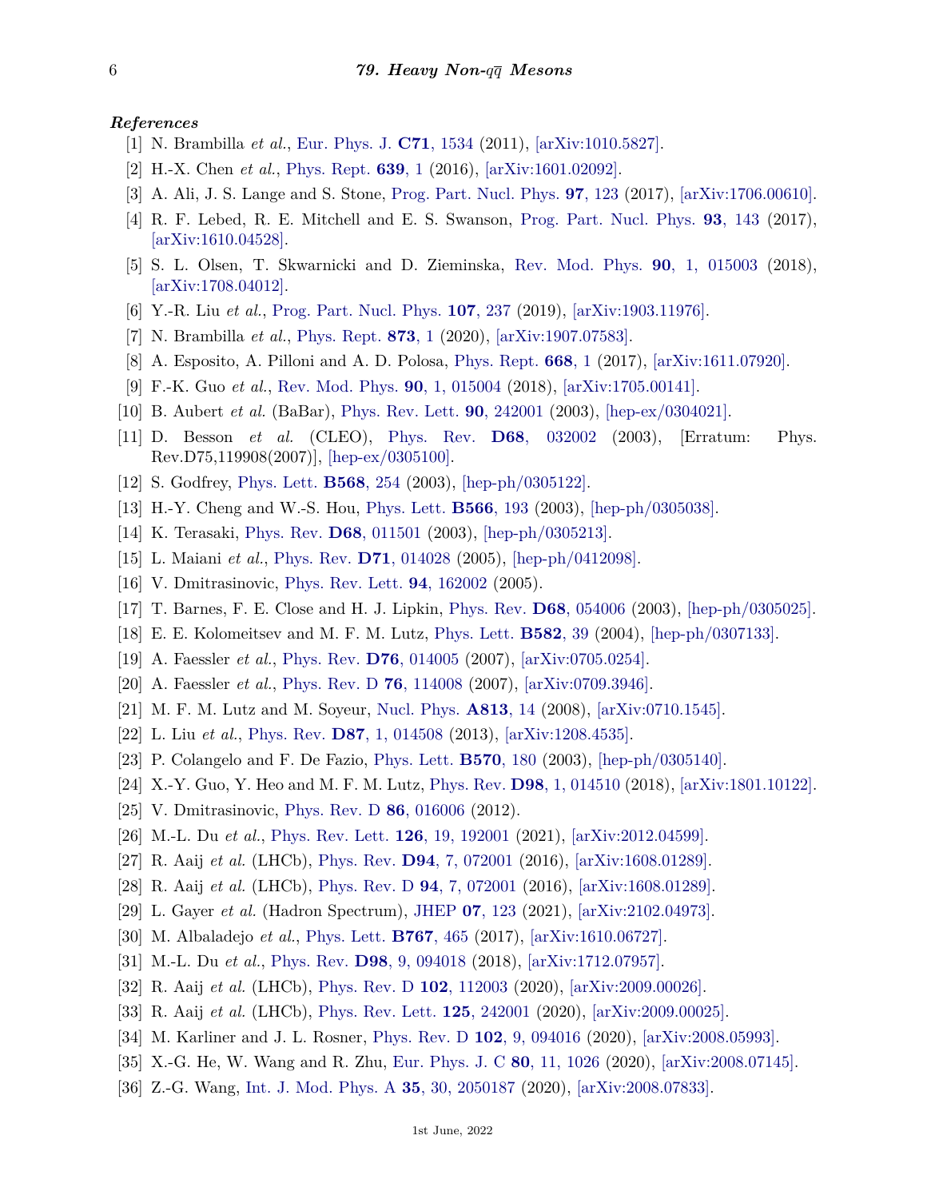***References***

[1] N. Brambilla *et al.*, Eur. Phys. J. **C71**, 1534 (2011), [arXiv:1010.5827].

[2] H.-X. Chen *et al.*, Phys. Rept. **639**, 1 (2016), [arXiv:1601.02092].

[3] A. Ali, J. S. Lange and S. Stone, Prog. Part. Nucl. Phys. **97**, 123 (2017), [arXiv:1706.00610].

[4] R. F. Lebed, R. E. Mitchell and E. S. Swanson, Prog. Part. Nucl. Phys. **93**, 143 (2017), [arXiv:1610.04528].

[5] S. L. Olsen, T. Skwarnicki and D. Zieminska, Rev. Mod. Phys. **90**, 1, 015003 (2018), [arXiv:1708.04012].

[6] Y.-R. Liu *et al.*, Prog. Part. Nucl. Phys. **107**, 237 (2019), [arXiv:1903.11976].

[7] N. Brambilla *et al.*, Phys. Rept. **873**, 1 (2020), [arXiv:1907.07583].

[8] A. Esposito, A. Pilloni and A. D. Polosa, Phys. Rept. **668**, 1 (2017), [arXiv:1611.07920].

[9] F.-K. Guo *et al.*, Rev. Mod. Phys. **90**, 1, 015004 (2018), [arXiv:1705.00141].

[10] B. Aubert *et al.* (BaBar), Phys. Rev. Lett. **90**, 242001 (2003), [hep-ex/0304021].

[11] D. Besson *et al.* (CLEO), Phys. Rev. **D68**, 032002 (2003), [Erratum: Phys. Rev.D75,119908(2007)], [hep-ex/0305100].

[12] S. Godfrey, Phys. Lett. **B568**, 254 (2003), [hep-ph/0305122].

[13] H.-Y. Cheng and W.-S. Hou, Phys. Lett. **B566**, 193 (2003), [hep-ph/0305038].

[14] K. Terasaki, Phys. Rev. **D68**, 011501 (2003), [hep-ph/0305213].

[15] L. Maiani *et al.*, Phys. Rev. **D71**, 014028 (2005), [hep-ph/0412098].

[16] V. Dmitrasinovic, Phys. Rev. Lett. **94**, 162002 (2005).

[17] T. Barnes, F. E. Close and H. J. Lipkin, Phys. Rev. **D68**, 054006 (2003), [hep-ph/0305025].

[18] E. E. Kolomeitsev and M. F. M. Lutz, Phys. Lett. **B582**, 39 (2004), [hep-ph/0307133].

[19] A. Faessler *et al.*, Phys. Rev. **D76**, 014005 (2007), [arXiv:0705.0254].

[20] A. Faessler *et al.*, Phys. Rev. D **76**, 114008 (2007), [arXiv:0709.3946].

[21] M. F. M. Lutz and M. Soyeur, Nucl. Phys. **A813**, 14 (2008), [arXiv:0710.1545].

[22] L. Liu *et al.*, Phys. Rev. **D87**, 1, 014508 (2013), [arXiv:1208.4535].

[23] P. Colangelo and F. De Fazio, Phys. Lett. **B570**, 180 (2003), [hep-ph/0305140].

[24] X.-Y. Guo, Y. Heo and M. F. M. Lutz, Phys. Rev. **D98**, 1, 014510 (2018), [arXiv:1801.10122].

[25] V. Dmitrasinovic, Phys. Rev. D **86**, 016006 (2012).

[26] M.-L. Du *et al.*, Phys. Rev. Lett. **126**, 19, 192001 (2021), [arXiv:2012.04599].

[27] R. Aaij *et al.* (LHCb), Phys. Rev. **D94**, 7, 072001 (2016), [arXiv:1608.01289].

[28] R. Aaij *et al.* (LHCb), Phys. Rev. D **94**, 7, 072001 (2016), [arXiv:1608.01289].

[29] L. Gayer *et al.* (Hadron Spectrum), JHEP **07**, 123 (2021), [arXiv:2102.04973].

[30] M. Albaladejo *et al.*, Phys. Lett. **B767**, 465 (2017), [arXiv:1610.06727].

[31] M.-L. Du *et al.*, Phys. Rev. **D98**, 9, 094018 (2018), [arXiv:1712.07957].

[32] R. Aaij *et al.* (LHCb), Phys. Rev. D **102**, 112003 (2020), [arXiv:2009.00026].

[33] R. Aaij *et al.* (LHCb), Phys. Rev. Lett. **125**, 242001 (2020), [arXiv:2009.00025].

[34] M. Karliner and J. L. Rosner, Phys. Rev. D **102**, 9, 094016 (2020), [arXiv:2008.05993].

[35] X.-G. He, W. Wang and R. Zhu, Eur. Phys. J. C **80**, 11, 1026 (2020), [arXiv:2008.07145].

[36] Z.-G. Wang, Int. J. Mod. Phys. A **35**, 30, 2050187 (2020), [arXiv:2008.07833].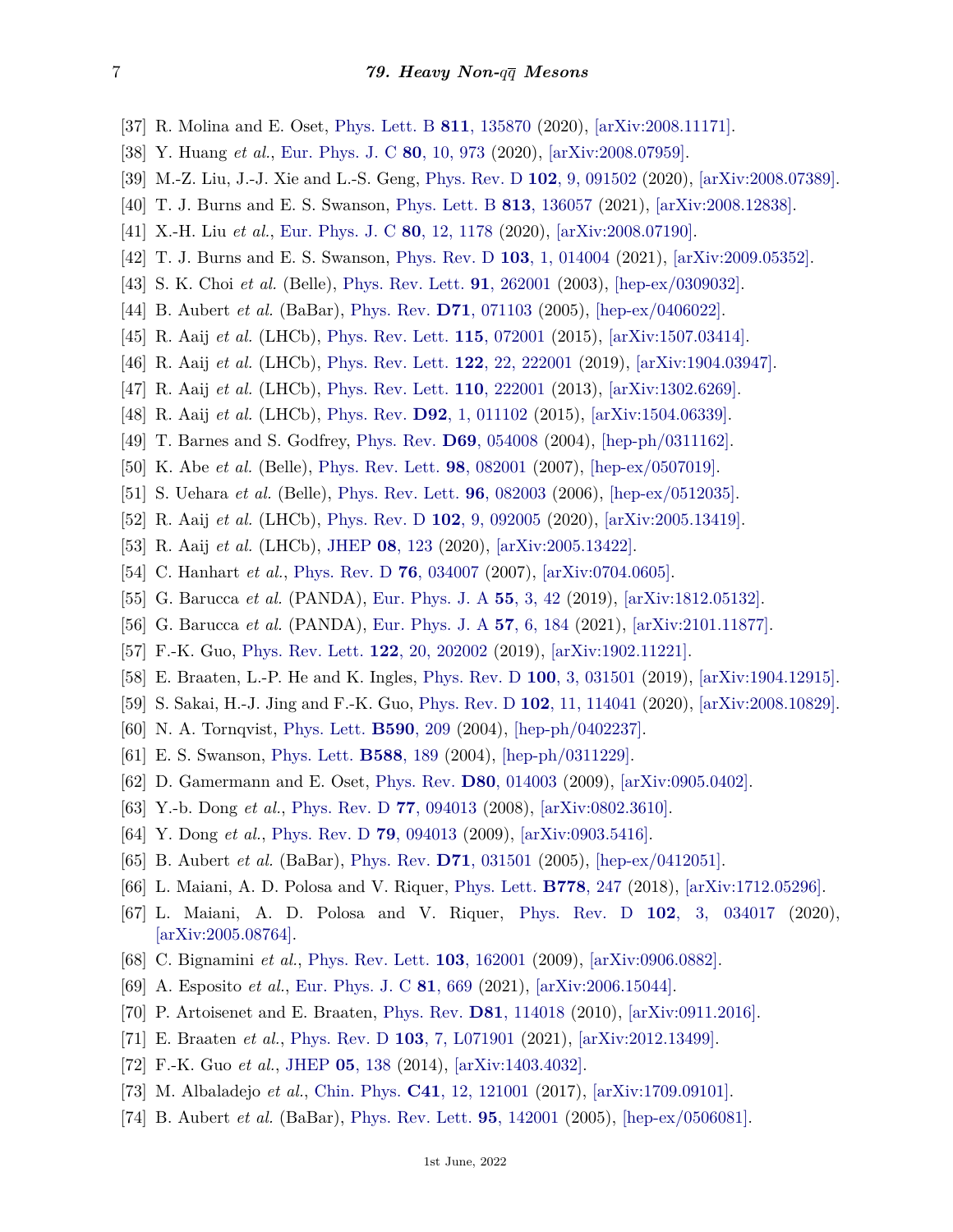[37] R. Molina and E. Oset, Phys. Lett. B **811**, 135870 (2020), [arXiv:2008.11171].

[38] Y. Huang *et al.*, Eur. Phys. J. C **80**, 10, 973 (2020), [arXiv:2008.07959].

[39] M.-Z. Liu, J.-J. Xie and L.-S. Geng, Phys. Rev. D **102**, 9, 091502 (2020), [arXiv:2008.07389].

[40] T. J. Burns and E. S. Swanson, Phys. Lett. B **813**, 136057 (2021), [arXiv:2008.12838].

[41] X.-H. Liu *et al.*, Eur. Phys. J. C **80**, 12, 1178 (2020), [arXiv:2008.07190].

[42] T. J. Burns and E. S. Swanson, Phys. Rev. D **103**, 1, 014004 (2021), [arXiv:2009.05352].

[43] S. K. Choi *et al.* (Belle), Phys. Rev. Lett. **91**, 262001 (2003), [hep-ex/0309032].

[44] B. Aubert *et al.* (BaBar), Phys. Rev. **D71**, 071103 (2005), [hep-ex/0406022].

[45] R. Aaij *et al.* (LHCb), Phys. Rev. Lett. **115**, 072001 (2015), [arXiv:1507.03414].

[46] R. Aaij *et al.* (LHCb), Phys. Rev. Lett. **122**, 22, 222001 (2019), [arXiv:1904.03947].

[47] R. Aaij *et al.* (LHCb), Phys. Rev. Lett. **110**, 222001 (2013), [arXiv:1302.6269].

[48] R. Aaij *et al.* (LHCb), Phys. Rev. **D92**, 1, 011102 (2015), [arXiv:1504.06339].

[49] T. Barnes and S. Godfrey, Phys. Rev. **D69**, 054008 (2004), [hep-ph/0311162].

[50] K. Abe *et al.* (Belle), Phys. Rev. Lett. **98**, 082001 (2007), [hep-ex/0507019].

[51] S. Uehara *et al.* (Belle), Phys. Rev. Lett. **96**, 082003 (2006), [hep-ex/0512035].

[52] R. Aaij *et al.* (LHCb), Phys. Rev. D **102**, 9, 092005 (2020), [arXiv:2005.13419].

[53] R. Aaij *et al.* (LHCb), JHEP **08**, 123 (2020), [arXiv:2005.13422].

[54] C. Hanhart *et al.*, Phys. Rev. D **76**, 034007 (2007), [arXiv:0704.0605].

[55] G. Barucca *et al.* (PANDA), Eur. Phys. J. A **55**, 3, 42 (2019), [arXiv:1812.05132].

[56] G. Barucca *et al.* (PANDA), Eur. Phys. J. A **57**, 6, 184 (2021), [arXiv:2101.11877].

[57] F.-K. Guo, Phys. Rev. Lett. **122**, 20, 202002 (2019), [arXiv:1902.11221].

[58] E. Braaten, L.-P. He and K. Ingles, Phys. Rev. D **100**, 3, 031501 (2019), [arXiv:1904.12915].

[59] S. Sakai, H.-J. Jing and F.-K. Guo, Phys. Rev. D **102**, 11, 114041 (2020), [arXiv:2008.10829].

[60] N. A. Tornqvist, Phys. Lett. **B590**, 209 (2004), [hep-ph/0402237].

[61] E. S. Swanson, Phys. Lett. **B588**, 189 (2004), [hep-ph/0311229].

[62] D. Gamermann and E. Oset, Phys. Rev. **D80**, 014003 (2009), [arXiv:0905.0402].

[63] Y.-b. Dong *et al.*, Phys. Rev. D **77**, 094013 (2008), [arXiv:0802.3610].

[64] Y. Dong *et al.*, Phys. Rev. D **79**, 094013 (2009), [arXiv:0903.5416].

[65] B. Aubert *et al.* (BaBar), Phys. Rev. **D71**, 031501 (2005), [hep-ex/0412051].

[66] L. Maiani, A. D. Polosa and V. Riquer, Phys. Lett. **B778**, 247 (2018), [arXiv:1712.05296].

[67] L. Maiani, A. D. Polosa and V. Riquer, Phys. Rev. D **102**, 3, 034017 (2020), [arXiv:2005.08764].

[68] C. Bignamini *et al.*, Phys. Rev. Lett. **103**, 162001 (2009), [arXiv:0906.0882].

[69] A. Esposito *et al.*, Eur. Phys. J. C **81**, 669 (2021), [arXiv:2006.15044].

[70] P. Artoisenet and E. Braaten, Phys. Rev. **D81**, 114018 (2010), [arXiv:0911.2016].

[71] E. Braaten *et al.*, Phys. Rev. D **103**, 7, L071901 (2021), [arXiv:2012.13499].

[72] F.-K. Guo *et al.*, JHEP **05**, 138 (2014), [arXiv:1403.4032].

[73] M. Albaladejo *et al.*, Chin. Phys. **C41**, 12, 121001 (2017), [arXiv:1709.09101].

[74] B. Aubert *et al.* (BaBar), Phys. Rev. Lett. **95**, 142001 (2005), [hep-ex/0506081].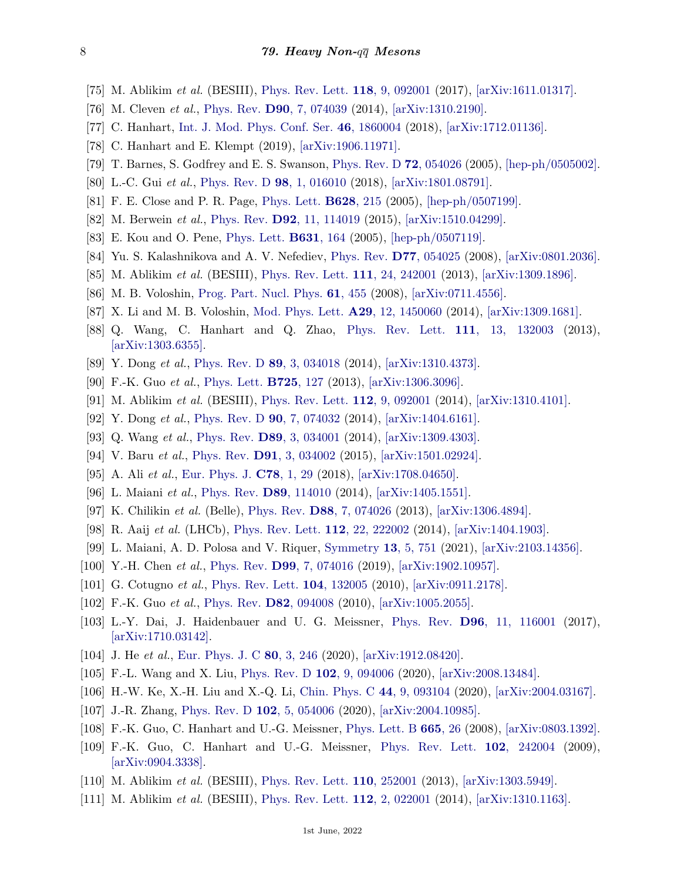[75] M. Ablikim *et al.* (BESIII), Phys. Rev. Lett. **118**, 9, 092001 (2017), [arXiv:1611.01317].

[76] M. Cleven *et al.*, Phys. Rev. **D90**, 7, 074039 (2014), [arXiv:1310.2190].

[77] C. Hanhart, Int. J. Mod. Phys. Conf. Ser. **46**, 1860004 (2018), [arXiv:1712.01136].

[78] C. Hanhart and E. Klempt (2019), [arXiv:1906.11971].

[79] T. Barnes, S. Godfrey and E. S. Swanson, Phys. Rev. D **72**, 054026 (2005), [hep-ph/0505002].

[80] L.-C. Gui *et al.*, Phys. Rev. D **98**, 1, 016010 (2018), [arXiv:1801.08791].

[81] F. E. Close and P. R. Page, Phys. Lett. **B628**, 215 (2005), [hep-ph/0507199].

[82] M. Berwein *et al.*, Phys. Rev. **D92**, 11, 114019 (2015), [arXiv:1510.04299].

[83] E. Kou and O. Pene, Phys. Lett. **B631**, 164 (2005), [hep-ph/0507119].

[84] Yu. S. Kalashnikova and A. V. Nefediev, Phys. Rev. **D77**, 054025 (2008), [arXiv:0801.2036].

[85] M. Ablikim *et al.* (BESIII), Phys. Rev. Lett. **111**, 24, 242001 (2013), [arXiv:1309.1896].

[86] M. B. Voloshin, Prog. Part. Nucl. Phys. **61**, 455 (2008), [arXiv:0711.4556].

[87] X. Li and M. B. Voloshin, Mod. Phys. Lett. **A29**, 12, 1450060 (2014), [arXiv:1309.1681].

[88] Q. Wang, C. Hanhart and Q. Zhao, Phys. Rev. Lett. **111**, 13, 132003 (2013), [arXiv:1303.6355].

[89] Y. Dong *et al.*, Phys. Rev. D **89**, 3, 034018 (2014), [arXiv:1310.4373].

[90] F.-K. Guo *et al.*, Phys. Lett. **B725**, 127 (2013), [arXiv:1306.3096].

[91] M. Ablikim *et al.* (BESIII), Phys. Rev. Lett. **112**, 9, 092001 (2014), [arXiv:1310.4101].

[92] Y. Dong *et al.*, Phys. Rev. D **90**, 7, 074032 (2014), [arXiv:1404.6161].

[93] Q. Wang *et al.*, Phys. Rev. **D89**, 3, 034001 (2014), [arXiv:1309.4303].

[94] V. Baru *et al.*, Phys. Rev. **D91**, 3, 034002 (2015), [arXiv:1501.02924].

[95] A. Ali *et al.*, Eur. Phys. J. **C78**, 1, 29 (2018), [arXiv:1708.04650].

[96] L. Maiani *et al.*, Phys. Rev. **D89**, 114010 (2014), [arXiv:1405.1551].

[97] K. Chilikin *et al.* (Belle), Phys. Rev. **D88**, 7, 074026 (2013), [arXiv:1306.4894].

[98] R. Aaij *et al.* (LHCb), Phys. Rev. Lett. **112**, 22, 222002 (2014), [arXiv:1404.1903].

[99] L. Maiani, A. D. Polosa and V. Riquer, Symmetry **13**, 5, 751 (2021), [arXiv:2103.14356].

[100] Y.-H. Chen *et al.*, Phys. Rev. **D99**, 7, 074016 (2019), [arXiv:1902.10957].

[101] G. Cotugno *et al.*, Phys. Rev. Lett. **104**, 132005 (2010), [arXiv:0911.2178].

[102] F.-K. Guo *et al.*, Phys. Rev. **D82**, 094008 (2010), [arXiv:1005.2055].

[103] L.-Y. Dai, J. Haidenbauer and U. G. Meissner, Phys. Rev. **D96**, 11, 116001 (2017), [arXiv:1710.03142].

[104] J. He *et al.*, Eur. Phys. J. C **80**, 3, 246 (2020), [arXiv:1912.08420].

[105] F.-L. Wang and X. Liu, Phys. Rev. D **102**, 9, 094006 (2020), [arXiv:2008.13484].

[106] H.-W. Ke, X.-H. Liu and X.-Q. Li, Chin. Phys. C **44**, 9, 093104 (2020), [arXiv:2004.03167].

[107] J.-R. Zhang, Phys. Rev. D **102**, 5, 054006 (2020), [arXiv:2004.10985].

[108] F.-K. Guo, C. Hanhart and U.-G. Meissner, Phys. Lett. B **665**, 26 (2008), [arXiv:0803.1392].

[109] F.-K. Guo, C. Hanhart and U.-G. Meissner, Phys. Rev. Lett. **102**, 242004 (2009), [arXiv:0904.3338].

[110] M. Ablikim *et al.* (BESIII), Phys. Rev. Lett. **110**, 252001 (2013), [arXiv:1303.5949].

[111] M. Ablikim *et al.* (BESIII), Phys. Rev. Lett. **112**, 2, 022001 (2014), [arXiv:1310.1163].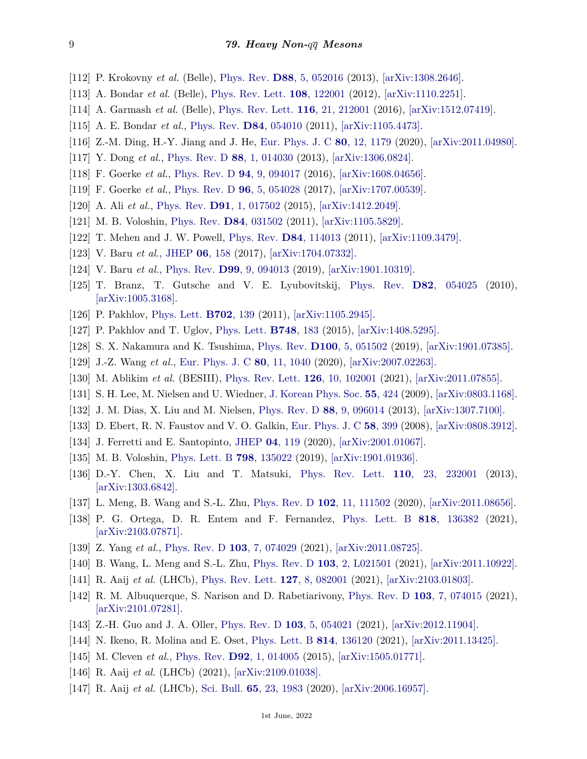[112] P. Krokovny *et al.* (Belle), Phys. Rev. **D88**, 5, 052016 (2013), [arXiv:1308.2646].

[113] A. Bondar *et al.* (Belle), Phys. Rev. Lett. **108**, 122001 (2012), [arXiv:1110.2251].

[114] A. Garmash *et al.* (Belle), Phys. Rev. Lett. **116**, 21, 212001 (2016), [arXiv:1512.07419].

[115] A. E. Bondar *et al.*, Phys. Rev. **D84**, 054010 (2011), [arXiv:1105.4473].

[116] Z.-M. Ding, H.-Y. Jiang and J. He, Eur. Phys. J. C **80**, 12, 1179 (2020), [arXiv:2011.04980].

[117] Y. Dong *et al.*, Phys. Rev. D **88**, 1, 014030 (2013), [arXiv:1306.0824].

[118] F. Goerke *et al.*, Phys. Rev. D **94**, 9, 094017 (2016), [arXiv:1608.04656].

[119] F. Goerke *et al.*, Phys. Rev. D **96**, 5, 054028 (2017), [arXiv:1707.00539].

[120] A. Ali *et al.*, Phys. Rev. **D91**, 1, 017502 (2015), [arXiv:1412.2049].

[121] M. B. Voloshin, Phys. Rev. **D84**, 031502 (2011), [arXiv:1105.5829].

[122] T. Mehen and J. W. Powell, Phys. Rev. **D84**, 114013 (2011), [arXiv:1109.3479].

[123] V. Baru *et al.*, JHEP **06**, 158 (2017), [arXiv:1704.07332].

[124] V. Baru *et al.*, Phys. Rev. **D99**, 9, 094013 (2019), [arXiv:1901.10319].

[125] T. Branz, T. Gutsche and V. E. Lyubovitskij, Phys. Rev. **D82**, 054025 (2010), [arXiv:1005.3168].

[126] P. Pakhlov, Phys. Lett. **B702**, 139 (2011), [arXiv:1105.2945].

[127] P. Pakhlov and T. Uglov, Phys. Lett. **B748**, 183 (2015), [arXiv:1408.5295].

[128] S. X. Nakamura and K. Tsushima, Phys. Rev. **D100**, 5, 051502 (2019), [arXiv:1901.07385].

[129] J.-Z. Wang *et al.*, Eur. Phys. J. C **80**, 11, 1040 (2020), [arXiv:2007.02263].

[130] M. Ablikim *et al.* (BESIII), Phys. Rev. Lett. **126**, 10, 102001 (2021), [arXiv:2011.07855].

[131] S. H. Lee, M. Nielsen and U. Wiedner, J. Korean Phys. Soc. **55**, 424 (2009), [arXiv:0803.1168].

[132] J. M. Dias, X. Liu and M. Nielsen, Phys. Rev. D **88**, 9, 096014 (2013), [arXiv:1307.7100].

[133] D. Ebert, R. N. Faustov and V. O. Galkin, Eur. Phys. J. C **58**, 399 (2008), [arXiv:0808.3912].

[134] J. Ferretti and E. Santopinto, JHEP **04**, 119 (2020), [arXiv:2001.01067].

[135] M. B. Voloshin, Phys. Lett. B **798**, 135022 (2019), [arXiv:1901.01936].

[136] D.-Y. Chen, X. Liu and T. Matsuki, Phys. Rev. Lett. **110**, 23, 232001 (2013), [arXiv:1303.6842].

[137] L. Meng, B. Wang and S.-L. Zhu, Phys. Rev. D **102**, 11, 111502 (2020), [arXiv:2011.08656].

[138] P. G. Ortega, D. R. Entem and F. Fernandez, Phys. Lett. B **818**, 136382 (2021), [arXiv:2103.07871].

[139] Z. Yang *et al.*, Phys. Rev. D **103**, 7, 074029 (2021), [arXiv:2011.08725].

[140] B. Wang, L. Meng and S.-L. Zhu, Phys. Rev. D **103**, 2, L021501 (2021), [arXiv:2011.10922].

[141] R. Aaij *et al.* (LHCb), Phys. Rev. Lett. **127**, 8, 082001 (2021), [arXiv:2103.01803].

[142] R. M. Albuquerque, S. Narison and D. Rabetiarivony, Phys. Rev. D **103**, 7, 074015 (2021), [arXiv:2101.07281].

[143] Z.-H. Guo and J. A. Oller, Phys. Rev. D **103**, 5, 054021 (2021), [arXiv:2012.11904].

[144] N. Ikeno, R. Molina and E. Oset, Phys. Lett. B **814**, 136120 (2021), [arXiv:2011.13425].

[145] M. Cleven *et al.*, Phys. Rev. **D92**, 1, 014005 (2015), [arXiv:1505.01771].

[146] R. Aaij *et al.* (LHCb) (2021), [arXiv:2109.01038].

[147] R. Aaij *et al.* (LHCb), Sci. Bull. **65**, 23, 1983 (2020), [arXiv:2006.16957].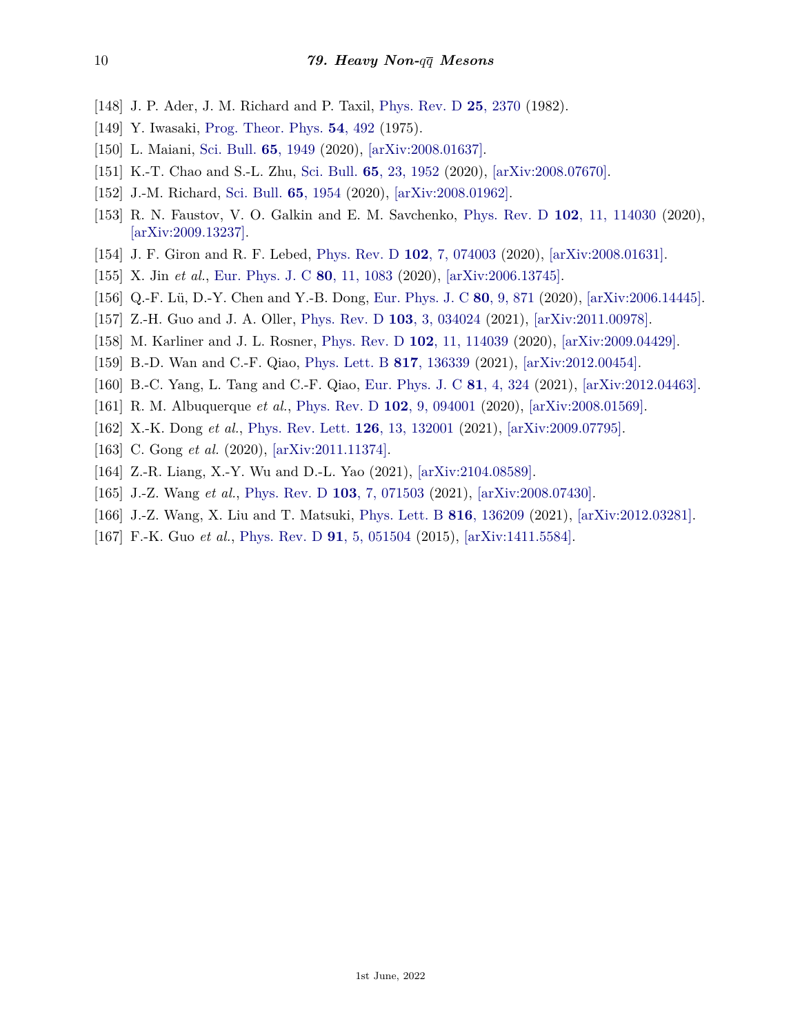[148] J. P. Ader, J. M. Richard and P. Taxil, Phys. Rev. D **25**, 2370 (1982).

[149] Y. Iwasaki, Prog. Theor. Phys. **54**, 492 (1975).

[150] L. Maiani, Sci. Bull. **65**, 1949 (2020), [arXiv:2008.01637].

[151] K.-T. Chao and S.-L. Zhu, Sci. Bull. **65**, 23, 1952 (2020), [arXiv:2008.07670].

[152] J.-M. Richard, Sci. Bull. **65**, 1954 (2020), [arXiv:2008.01962].

[153] R. N. Faustov, V. O. Galkin and E. M. Savchenko, Phys. Rev. D **102**, 11, 114030 (2020), [arXiv:2009.13237].

[154] J. F. Giron and R. F. Lebed, Phys. Rev. D **102**, 7, 074003 (2020), [arXiv:2008.01631].

[155] X. Jin *et al.*, Eur. Phys. J. C **80**, 11, 1083 (2020), [arXiv:2006.13745].

[156] Q.-F. Lü, D.-Y. Chen and Y.-B. Dong, Eur. Phys. J. C **80**, 9, 871 (2020), [arXiv:2006.14445].

[157] Z.-H. Guo and J. A. Oller, Phys. Rev. D **103**, 3, 034024 (2021), [arXiv:2011.00978].

[158] M. Karliner and J. L. Rosner, Phys. Rev. D **102**, 11, 114039 (2020), [arXiv:2009.04429].

[159] B.-D. Wan and C.-F. Qiao, Phys. Lett. B **817**, 136339 (2021), [arXiv:2012.00454].

[160] B.-C. Yang, L. Tang and C.-F. Qiao, Eur. Phys. J. C **81**, 4, 324 (2021), [arXiv:2012.04463].

[161] R. M. Albuquerque *et al.*, Phys. Rev. D **102**, 9, 094001 (2020), [arXiv:2008.01569].

[162] X.-K. Dong *et al.*, Phys. Rev. Lett. **126**, 13, 132001 (2021), [arXiv:2009.07795].

[163] C. Gong *et al.* (2020), [arXiv:2011.11374].

[164] Z.-R. Liang, X.-Y. Wu and D.-L. Yao (2021), [arXiv:2104.08589].

[165] J.-Z. Wang *et al.*, Phys. Rev. D **103**, 7, 071503 (2021), [arXiv:2008.07430].

[166] J.-Z. Wang, X. Liu and T. Matsuki, Phys. Lett. B **816**, 136209 (2021), [arXiv:2012.03281].

[167] F.-K. Guo *et al.*, Phys. Rev. D **91**, 5, 051504 (2015), [arXiv:1411.5584].